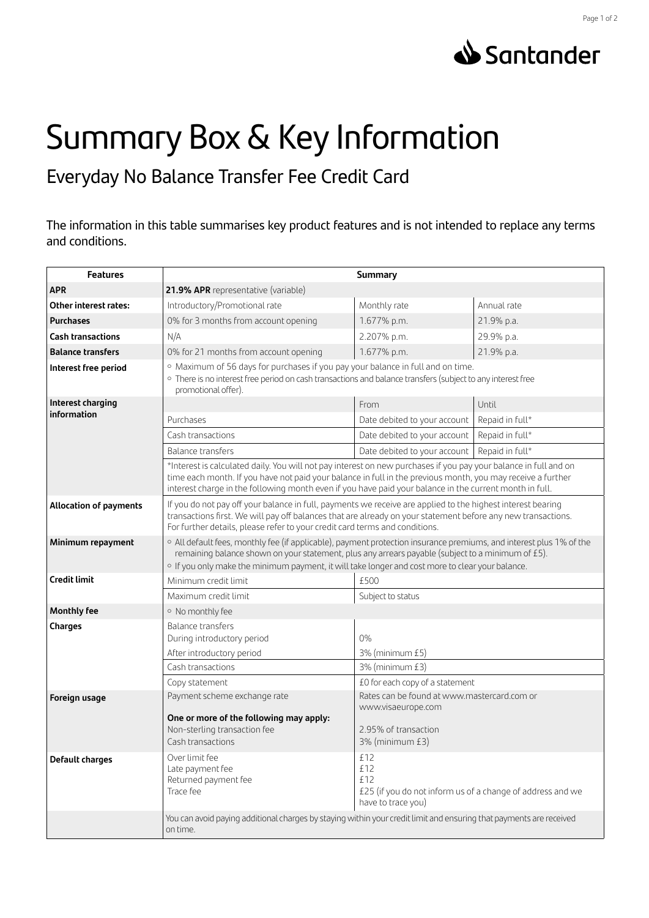Santander

# Summary Box & Key Information

## Everyday No Balance Transfer Fee Credit Card

The information in this table summarises key product features and is not intended to replace any terms and conditions.

| Features | Summary | | |
|---|---|---|---|
| **APR** | **21.9% APR** representative (variable) | | |
| **Other interest rates:** | Introductory/Promotional rate | Monthly rate | Annual rate |
| **Purchases** | 0% for 3 months from account opening | 1.677% p.m. | 21.9% p.a. |
| **Cash transactions** | N/A | 2.207% p.m. | 29.9% p.a. |
| **Balance transfers** | 0% for 21 months from account opening | 1.677% p.m. | 21.9% p.a. |
| **Interest free period** | ◦ Maximum of 56 days for purchases if you pay your balance in full and on time.<br>◦ There is no interest free period on cash transactions and balance transfers (subject to any interest free promotional offer). | | |
| **Interest charging information** | | From | Until |
| | Purchases | Date debited to your account | Repaid in full* |
| | Cash transactions | Date debited to your account | Repaid in full* |
| | Balance transfers | Date debited to your account | Repaid in full* |
| | *Interest is calculated daily. You will not pay interest on new purchases if you pay your balance in full and on time each month. If you have not paid your balance in full in the previous month, you may receive a further interest charge in the following month even if you have paid your balance in the current month in full. | | |
| **Allocation of payments** | If you do not pay off your balance in full, payments we receive are applied to the highest interest bearing transactions first. We will pay off balances that are already on your statement before any new transactions. For further details, please refer to your credit card terms and conditions. | | |
| **Minimum repayment** | ◦ All default fees, monthly fee (if applicable), payment protection insurance premiums, and interest plus 1% of the remaining balance shown on your statement, plus any arrears payable (subject to a minimum of £5).<br>◦ If you only make the minimum payment, it will take longer and cost more to clear your balance. | | |
| **Credit limit** | Minimum credit limit | £500 | |
| | Maximum credit limit | Subject to status | |
| **Monthly fee** | ◦ No monthly fee | | |
| **Charges** | Balance transfers<br>During introductory period | 0% | |
| | After introductory period | 3% (minimum £5) | |
| | Cash transactions | 3% (minimum £3) | |
| | Copy statement | £0 for each copy of a statement | |
| **Foreign usage** | Payment scheme exchange rate<br><br>**One or more of the following may apply:**<br>Non-sterling transaction fee<br>Cash transactions | Rates can be found at www.mastercard.com or www.visaeurope.com<br><br>2.95% of transaction<br>3% (minimum £3) | |
| **Default charges** | Over limit fee<br>Late payment fee<br>Returned payment fee<br>Trace fee | £12<br>£12<br>£12<br>£25 (if you do not inform us of a change of address and we have to trace you) | |
| | You can avoid paying additional charges by staying within your credit limit and ensuring that payments are received on time. | | |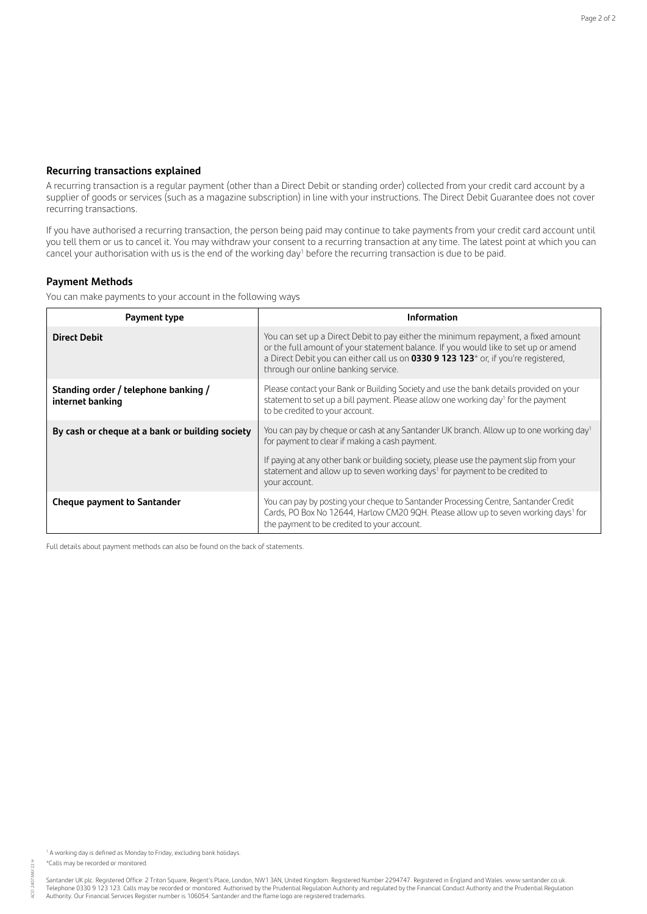## Recurring transactions explained

A recurring transaction is a regular payment (other than a Direct Debit or standing order) collected from your credit card account by a supplier of goods or services (such as a magazine subscription) in line with your instructions. The Direct Debit Guarantee does not cover recurring transactions.

If you have authorised a recurring transaction, the person being paid may continue to take payments from your credit card account until you tell them or us to cancel it. You may withdraw your consent to a recurring transaction at any time. The latest point at which you can cancel your authorisation with us is the end of the working day[1] before the recurring transaction is due to be paid.

## Payment Methods

You can make payments to your account in the following ways

| Payment type | Information |
|---|---|
| **Direct Debit** | You can set up a Direct Debit to pay either the minimum repayment, a fixed amount or the full amount of your statement balance. If you would like to set up or amend a Direct Debit you can either call us on **0330 9 123 123*** or, if you're registered, through our online banking service. |
| **Standing order / telephone banking / internet banking** | Please contact your Bank or Building Society and use the bank details provided on your statement to set up a bill payment. Please allow one working day[1] for the payment to be credited to your account. |
| **By cash or cheque at a bank or building society** | You can pay by cheque or cash at any Santander UK branch. Allow up to one working day[1] for payment to clear if making a cash payment.<br><br>If paying at any other bank or building society, please use the payment slip from your statement and allow up to seven working days[1] for payment to be credited to your account. |
| **Cheque payment to Santander** | You can pay by posting your cheque to Santander Processing Centre, Santander Credit Cards, PO Box No 12644, Harlow CM20 9QH. Please allow up to seven working days[1] for the payment to be credited to your account. |

Full details about payment methods can also be found on the back of statements.

[1] A working day is defined as Monday to Friday, excluding bank holidays.

*Calls may be recorded or monitored.

Santander UK plc. Registered Office: 2 Triton Square, Regent's Place, London, NW1 3AN, United Kingdom. Registered Number 2294747. Registered in England and Wales. www.santander.co.uk. Telephone 0330 9 123 123. Calls may be recorded or monitored. Authorised by the Prudential Regulation Authority and regulated by the Financial Conduct Authority and the Prudential Regulation Authority. Our Financial Services Register number is 106054. Santander and the flame logo are registered trademarks.

ACS1 2407 MAY 22 H